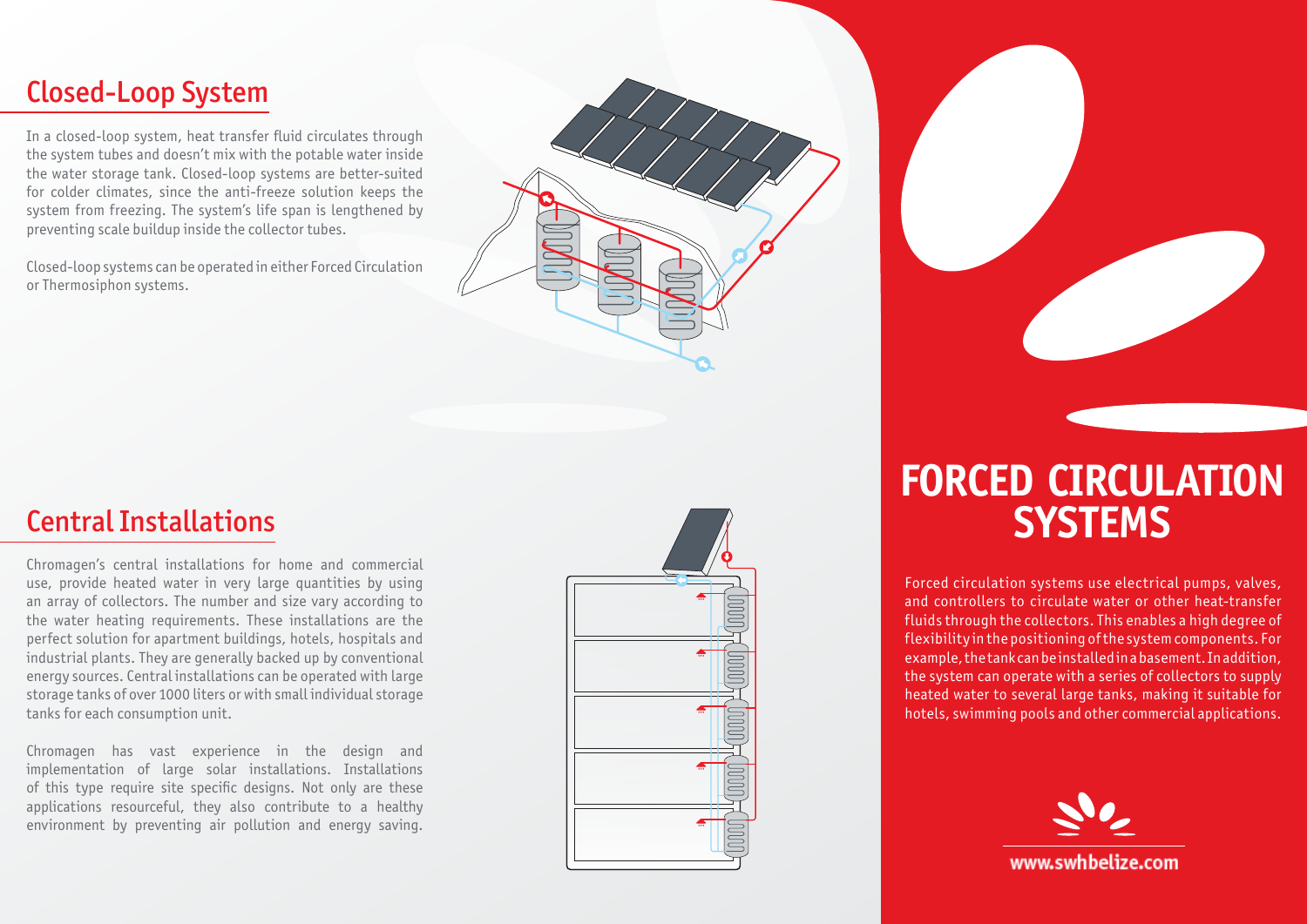## Closed-Loop System

In a closed-loop system, heat transfer fluid circulates through the system tubes and doesn't mix with the potable water inside the water storage tank. Closed-loop systems are better-suited for colder climates, since the anti-freeze solution keeps the system from freezing. The system's life span is lengthened by preventing scale buildup inside the collector tubes.

Closed-loop systems can be operated in either Forced Circulation or Thermosiphon systems.

## Central Installations

Chromagen's central installations for home and commercial use, provide heated water in very large quantities by using an array of collectors. The number and size vary according to the water heating requirements. These installations are the perfect solution for apartment buildings, hotels, hospitals and industrial plants. They are generally backed up by conventional energy sources. Central installations can be operated with large storage tanks of over 1000 liters or with small individual storage tanks for each consumption unit.

Chromagen has vast experience in the design and implementation of large solar installations. Installations of this type require site specific designs. Not only are these applications resourceful, they also contribute to a healthy environment by preventing air pollution and energy saving.

# FORCED CIRCULATION SYSTEMS

Forced circulation systems use electrical pumps, valves, and controllers to circulate water or other heat-transfer fluids through the collectors. This enables a high degree of flexibility in the positioning of the system components. For example, the tank can be installed in a basement. In addition, the system can operate with a series of collectors to supply heated water to several large tanks, making it suitable for hotels, swimming pools and other commercial applications.

www.swhbelize.com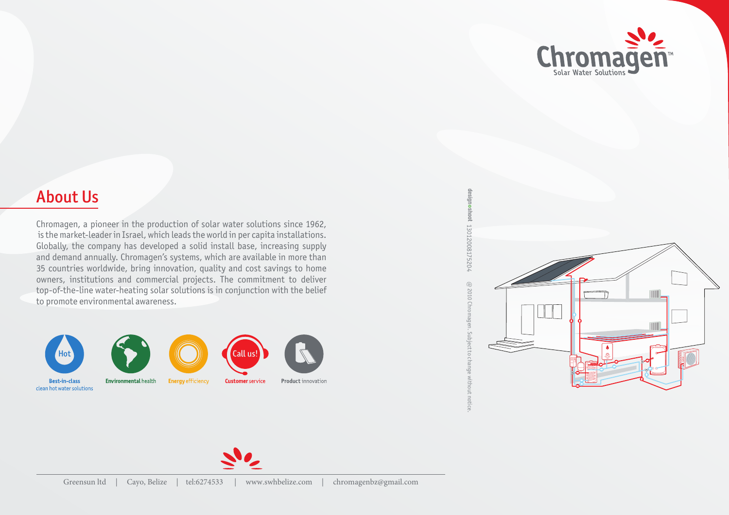Chromagen™

Solar Water Solutions

## About Us

Chromagen, a pioneer in the production of solar water solutions since 1962, is the market-leader in Israel, which leads the world in per capita installations. Globally, the company has developed a solid install base, increasing supply and demand annually. Chromagen's systems, which are available in more than 35 countries worldwide, bring innovation, quality and cost savings to home owners, institutions and commercial projects. The commitment to deliver top-of-the-line water-heating solar solutions is in conjunction with the belief to promote environmental awareness.

Hot

**Best-in-class** clean hot water solutions

**Environmental** health

**Energy** efficiency

Call us!

**Customer** service

**Product** innovation

designoshoot 1301200817520​4 @ 2010 Chromagen. Subject to change without notice.

Greensun ltd | Cayo, Belize | tel:6274533 | www.swhbelize.com | chromagenbz@gmail.com